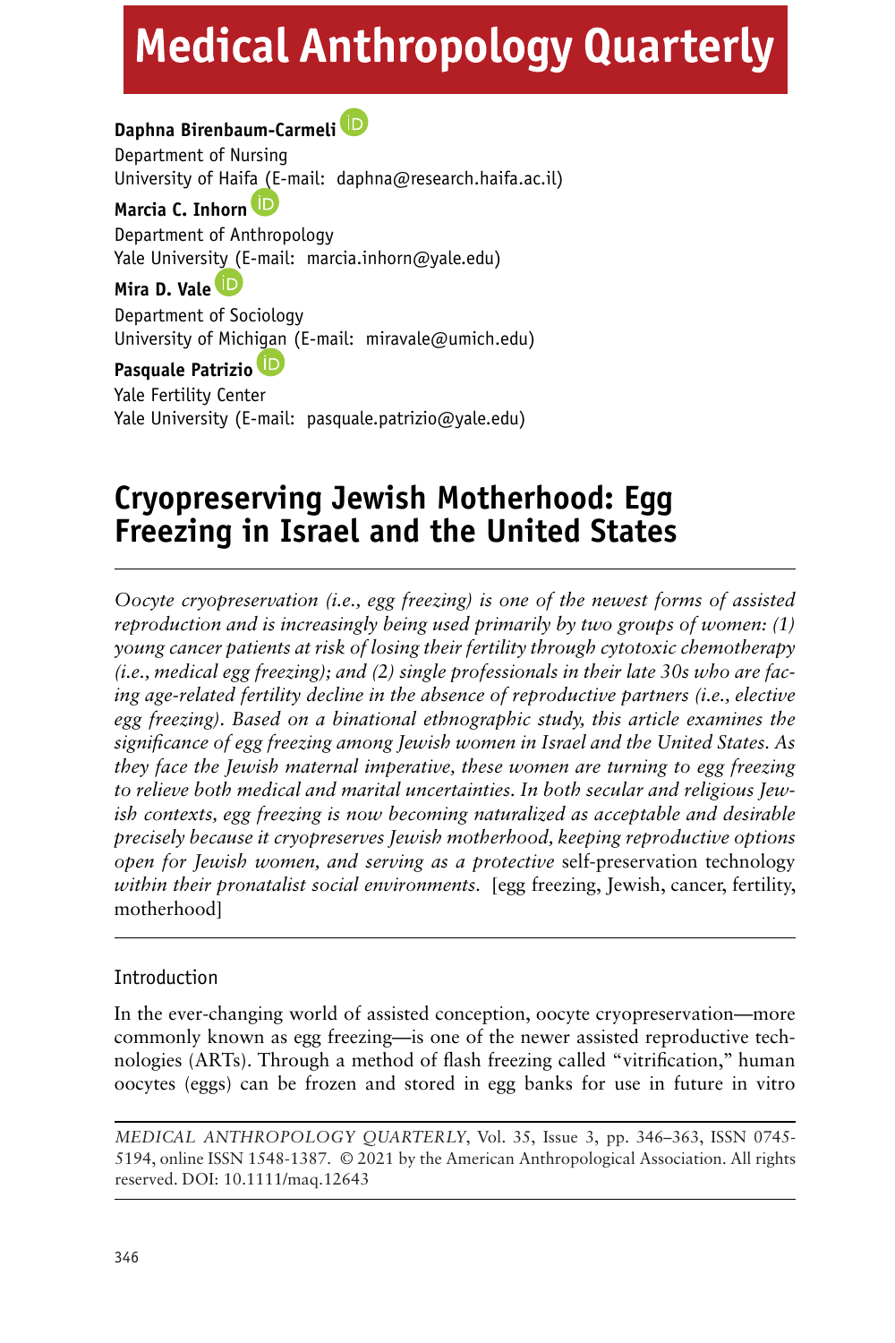# Medical Anthropology Quarterly

**Daphna Birenbaum-Carmeli**
Department of Nursing
University of Haifa (E-mail: daphna@research.haifa.ac.il)

**Marcia C. Inhorn**
Department of Anthropology
Yale University (E-mail: marcia.inhorn@yale.edu)

**Mira D. Vale**
Department of Sociology
University of Michigan (E-mail: miravale@umich.edu)

**Pasquale Patrizio**
Yale Fertility Center
Yale University (E-mail: pasquale.patrizio@yale.edu)

## Cryopreserving Jewish Motherhood: Egg Freezing in Israel and the United States

*Oocyte cryopreservation (i.e., egg freezing) is one of the newest forms of assisted reproduction and is increasingly being used primarily by two groups of women: (1) young cancer patients at risk of losing their fertility through cytotoxic chemotherapy (i.e., medical egg freezing); and (2) single professionals in their late 30s who are facing age-related fertility decline in the absence of reproductive partners (i.e., elective egg freezing). Based on a binational ethnographic study, this article examines the significance of egg freezing among Jewish women in Israel and the United States. As they face the Jewish maternal imperative, these women are turning to egg freezing to relieve both medical and marital uncertainties. In both secular and religious Jewish contexts, egg freezing is now becoming naturalized as acceptable and desirable precisely because it cryopreserves Jewish motherhood, keeping reproductive options open for Jewish women, and serving as a protective* self-preservation technology *within their pronatalist social environments.* [egg freezing, Jewish, cancer, fertility, motherhood]

### Introduction

In the ever-changing world of assisted conception, oocyte cryopreservation—more commonly known as egg freezing—is one of the newer assisted reproductive technologies (ARTs). Through a method of flash freezing called "vitrification," human oocytes (eggs) can be frozen and stored in egg banks for use in future in vitro

*MEDICAL ANTHROPOLOGY QUARTERLY*, Vol. 35, Issue 3, pp. 346–363, ISSN 0745-5194, online ISSN 1548-1387. © 2021 by the American Anthropological Association. All rights reserved. DOI: 10.1111/maq.12643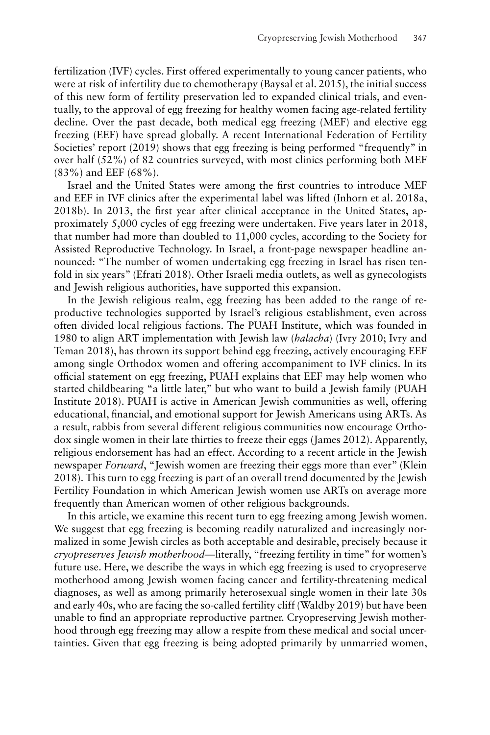fertilization (IVF) cycles. First offered experimentally to young cancer patients, who were at risk of infertility due to chemotherapy (Baysal et al. 2015), the initial success of this new form of fertility preservation led to expanded clinical trials, and eventually, to the approval of egg freezing for healthy women facing age-related fertility decline. Over the past decade, both medical egg freezing (MEF) and elective egg freezing (EEF) have spread globally. A recent International Federation of Fertility Societies' report (2019) shows that egg freezing is being performed "frequently" in over half (52%) of 82 countries surveyed, with most clinics performing both MEF (83%) and EEF (68%).

Israel and the United States were among the first countries to introduce MEF and EEF in IVF clinics after the experimental label was lifted (Inhorn et al. 2018a, 2018b). In 2013, the first year after clinical acceptance in the United States, approximately 5,000 cycles of egg freezing were undertaken. Five years later in 2018, that number had more than doubled to 11,000 cycles, according to the Society for Assisted Reproductive Technology. In Israel, a front-page newspaper headline announced: "The number of women undertaking egg freezing in Israel has risen tenfold in six years" (Efrati 2018). Other Israeli media outlets, as well as gynecologists and Jewish religious authorities, have supported this expansion.

In the Jewish religious realm, egg freezing has been added to the range of reproductive technologies supported by Israel's religious establishment, even across often divided local religious factions. The PUAH Institute, which was founded in 1980 to align ART implementation with Jewish law (*halacha*) (Ivry 2010; Ivry and Teman 2018), has thrown its support behind egg freezing, actively encouraging EEF among single Orthodox women and offering accompaniment to IVF clinics. In its official statement on egg freezing, PUAH explains that EEF may help women who started childbearing "a little later," but who want to build a Jewish family (PUAH Institute 2018). PUAH is active in American Jewish communities as well, offering educational, financial, and emotional support for Jewish Americans using ARTs. As a result, rabbis from several different religious communities now encourage Orthodox single women in their late thirties to freeze their eggs (James 2012). Apparently, religious endorsement has had an effect. According to a recent article in the Jewish newspaper *Forward*, "Jewish women are freezing their eggs more than ever" (Klein 2018). This turn to egg freezing is part of an overall trend documented by the Jewish Fertility Foundation in which American Jewish women use ARTs on average more frequently than American women of other religious backgrounds.

In this article, we examine this recent turn to egg freezing among Jewish women. We suggest that egg freezing is becoming readily naturalized and increasingly normalized in some Jewish circles as both acceptable and desirable, precisely because it *cryopreserves Jewish motherhood*—literally, "freezing fertility in time" for women's future use. Here, we describe the ways in which egg freezing is used to cryopreserve motherhood among Jewish women facing cancer and fertility-threatening medical diagnoses, as well as among primarily heterosexual single women in their late 30s and early 40s, who are facing the so-called fertility cliff (Waldby 2019) but have been unable to find an appropriate reproductive partner. Cryopreserving Jewish motherhood through egg freezing may allow a respite from these medical and social uncertainties. Given that egg freezing is being adopted primarily by unmarried women,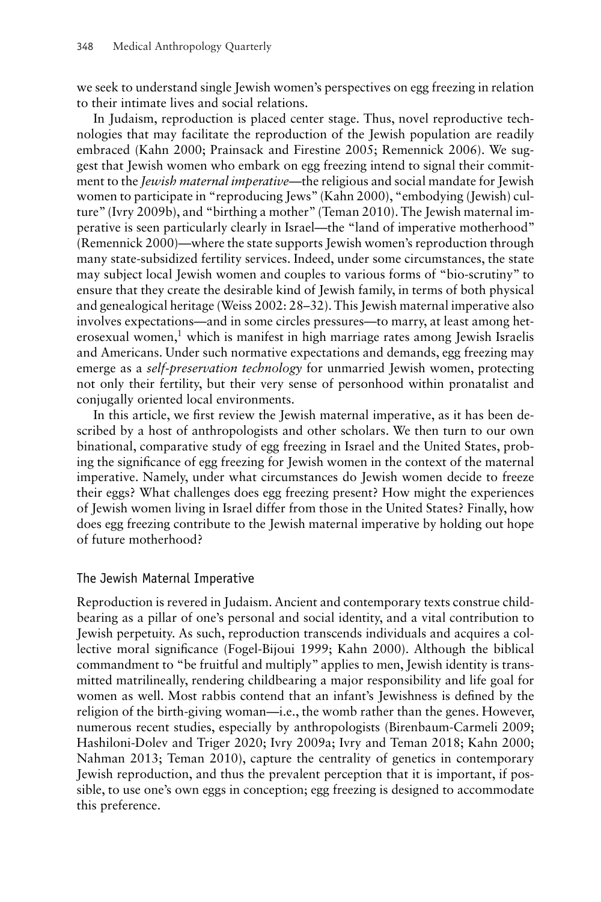we seek to understand single Jewish women's perspectives on egg freezing in relation to their intimate lives and social relations.

In Judaism, reproduction is placed center stage. Thus, novel reproductive technologies that may facilitate the reproduction of the Jewish population are readily embraced (Kahn 2000; Prainsack and Firestine 2005; Remennick 2006). We suggest that Jewish women who embark on egg freezing intend to signal their commitment to the *Jewish maternal imperative*—the religious and social mandate for Jewish women to participate in "reproducing Jews" (Kahn 2000), "embodying (Jewish) culture" (Ivry 2009b), and "birthing a mother" (Teman 2010). The Jewish maternal imperative is seen particularly clearly in Israel—the "land of imperative motherhood" (Remennick 2000)—where the state supports Jewish women's reproduction through many state-subsidized fertility services. Indeed, under some circumstances, the state may subject local Jewish women and couples to various forms of "bio-scrutiny" to ensure that they create the desirable kind of Jewish family, in terms of both physical and genealogical heritage (Weiss 2002: 28–32). This Jewish maternal imperative also involves expectations—and in some circles pressures—to marry, at least among heterosexual women,[1] which is manifest in high marriage rates among Jewish Israelis and Americans. Under such normative expectations and demands, egg freezing may emerge as a *self-preservation technology* for unmarried Jewish women, protecting not only their fertility, but their very sense of personhood within pronatalist and conjugally oriented local environments.

In this article, we first review the Jewish maternal imperative, as it has been described by a host of anthropologists and other scholars. We then turn to our own binational, comparative study of egg freezing in Israel and the United States, probing the significance of egg freezing for Jewish women in the context of the maternal imperative. Namely, under what circumstances do Jewish women decide to freeze their eggs? What challenges does egg freezing present? How might the experiences of Jewish women living in Israel differ from those in the United States? Finally, how does egg freezing contribute to the Jewish maternal imperative by holding out hope of future motherhood?

## The Jewish Maternal Imperative

Reproduction is revered in Judaism. Ancient and contemporary texts construe childbearing as a pillar of one's personal and social identity, and a vital contribution to Jewish perpetuity. As such, reproduction transcends individuals and acquires a collective moral significance (Fogel-Bijoui 1999; Kahn 2000). Although the biblical commandment to "be fruitful and multiply" applies to men, Jewish identity is transmitted matrilineally, rendering childbearing a major responsibility and life goal for women as well. Most rabbis contend that an infant's Jewishness is defined by the religion of the birth-giving woman—i.e., the womb rather than the genes. However, numerous recent studies, especially by anthropologists (Birenbaum-Carmeli 2009; Hashiloni-Dolev and Triger 2020; Ivry 2009a; Ivry and Teman 2018; Kahn 2000; Nahman 2013; Teman 2010), capture the centrality of genetics in contemporary Jewish reproduction, and thus the prevalent perception that it is important, if possible, to use one's own eggs in conception; egg freezing is designed to accommodate this preference.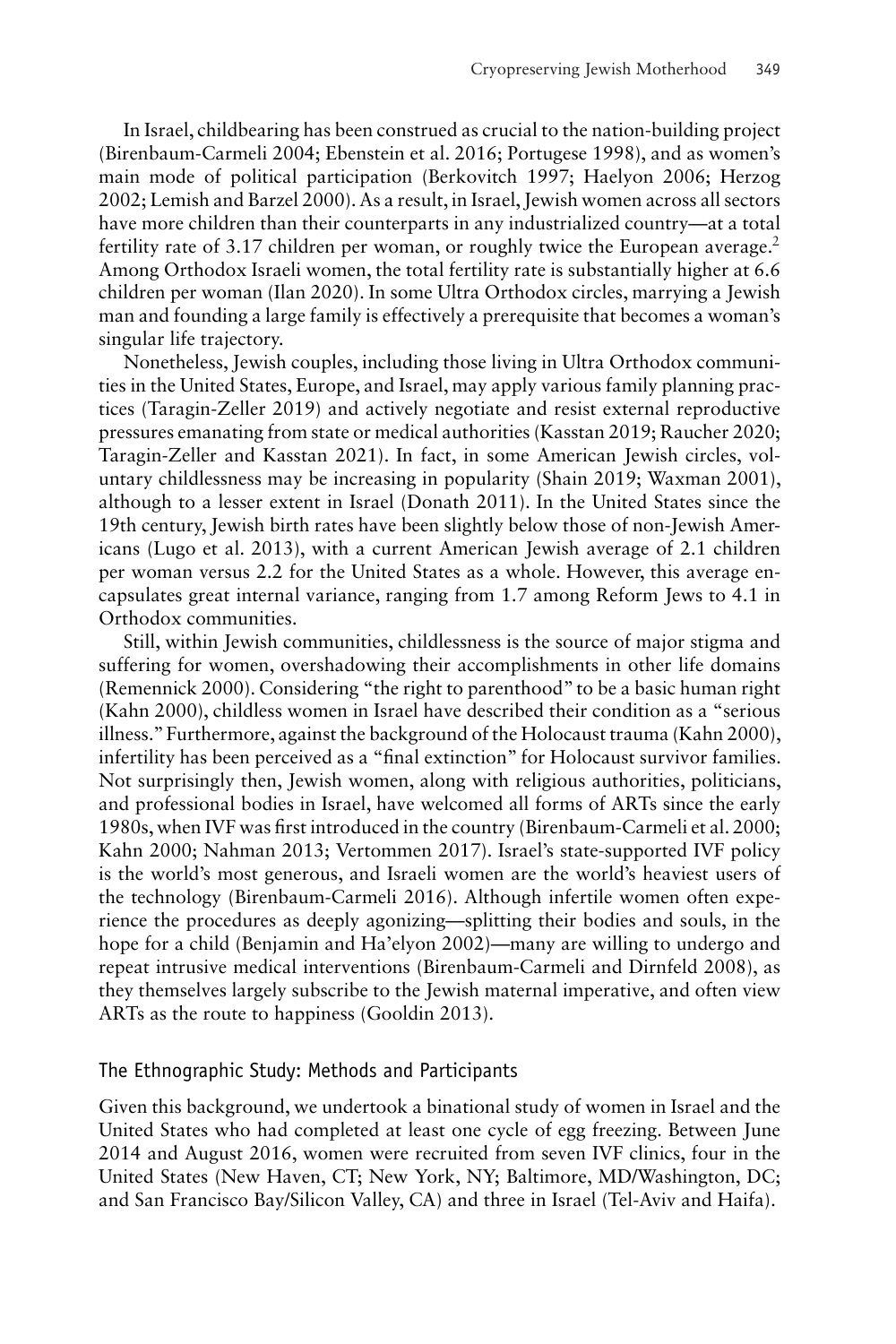In Israel, childbearing has been construed as crucial to the nation-building project (Birenbaum-Carmeli 2004; Ebenstein et al. 2016; Portugese 1998), and as women's main mode of political participation (Berkovitch 1997; Haelyon 2006; Herzog 2002; Lemish and Barzel 2000). As a result, in Israel, Jewish women across all sectors have more children than their counterparts in any industrialized country—at a total fertility rate of 3.17 children per woman, or roughly twice the European average.[2] Among Orthodox Israeli women, the total fertility rate is substantially higher at 6.6 children per woman (Ilan 2020). In some Ultra Orthodox circles, marrying a Jewish man and founding a large family is effectively a prerequisite that becomes a woman's singular life trajectory.

Nonetheless, Jewish couples, including those living in Ultra Orthodox communities in the United States, Europe, and Israel, may apply various family planning practices (Taragin-Zeller 2019) and actively negotiate and resist external reproductive pressures emanating from state or medical authorities (Kasstan 2019; Raucher 2020; Taragin-Zeller and Kasstan 2021). In fact, in some American Jewish circles, voluntary childlessness may be increasing in popularity (Shain 2019; Waxman 2001), although to a lesser extent in Israel (Donath 2011). In the United States since the 19th century, Jewish birth rates have been slightly below those of non-Jewish Americans (Lugo et al. 2013), with a current American Jewish average of 2.1 children per woman versus 2.2 for the United States as a whole. However, this average encapsulates great internal variance, ranging from 1.7 among Reform Jews to 4.1 in Orthodox communities.

Still, within Jewish communities, childlessness is the source of major stigma and suffering for women, overshadowing their accomplishments in other life domains (Remennick 2000). Considering "the right to parenthood" to be a basic human right (Kahn 2000), childless women in Israel have described their condition as a "serious illness." Furthermore, against the background of the Holocaust trauma (Kahn 2000), infertility has been perceived as a "final extinction" for Holocaust survivor families. Not surprisingly then, Jewish women, along with religious authorities, politicians, and professional bodies in Israel, have welcomed all forms of ARTs since the early 1980s, when IVF was first introduced in the country (Birenbaum-Carmeli et al. 2000; Kahn 2000; Nahman 2013; Vertommen 2017). Israel's state-supported IVF policy is the world's most generous, and Israeli women are the world's heaviest users of the technology (Birenbaum-Carmeli 2016). Although infertile women often experience the procedures as deeply agonizing—splitting their bodies and souls, in the hope for a child (Benjamin and Ha'elyon 2002)—many are willing to undergo and repeat intrusive medical interventions (Birenbaum-Carmeli and Dirnfeld 2008), as they themselves largely subscribe to the Jewish maternal imperative, and often view ARTs as the route to happiness (Gooldin 2013).

## The Ethnographic Study: Methods and Participants

Given this background, we undertook a binational study of women in Israel and the United States who had completed at least one cycle of egg freezing. Between June 2014 and August 2016, women were recruited from seven IVF clinics, four in the United States (New Haven, CT; New York, NY; Baltimore, MD/Washington, DC; and San Francisco Bay/Silicon Valley, CA) and three in Israel (Tel-Aviv and Haifa).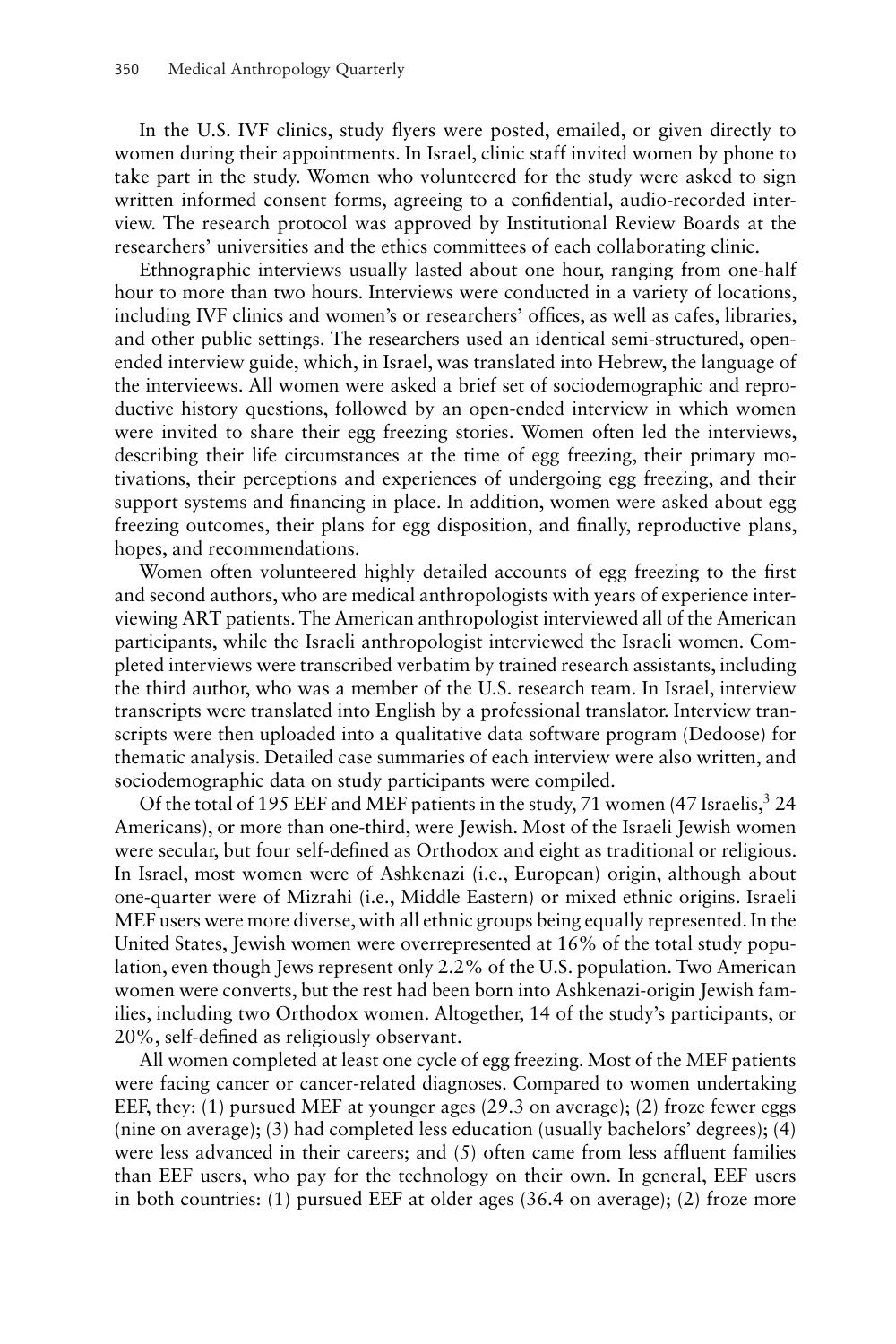In the U.S. IVF clinics, study flyers were posted, emailed, or given directly to women during their appointments. In Israel, clinic staff invited women by phone to take part in the study. Women who volunteered for the study were asked to sign written informed consent forms, agreeing to a confidential, audio-recorded interview. The research protocol was approved by Institutional Review Boards at the researchers' universities and the ethics committees of each collaborating clinic.

Ethnographic interviews usually lasted about one hour, ranging from one-half hour to more than two hours. Interviews were conducted in a variety of locations, including IVF clinics and women's or researchers' offices, as well as cafes, libraries, and other public settings. The researchers used an identical semi-structured, open-ended interview guide, which, in Israel, was translated into Hebrew, the language of the interviewees. All women were asked a brief set of sociodemographic and reproductive history questions, followed by an open-ended interview in which women were invited to share their egg freezing stories. Women often led the interviews, describing their life circumstances at the time of egg freezing, their primary motivations, their perceptions and experiences of undergoing egg freezing, and their support systems and financing in place. In addition, women were asked about egg freezing outcomes, their plans for egg disposition, and finally, reproductive plans, hopes, and recommendations.

Women often volunteered highly detailed accounts of egg freezing to the first and second authors, who are medical anthropologists with years of experience interviewing ART patients. The American anthropologist interviewed all of the American participants, while the Israeli anthropologist interviewed the Israeli women. Completed interviews were transcribed verbatim by trained research assistants, including the third author, who was a member of the U.S. research team. In Israel, interview transcripts were translated into English by a professional translator. Interview transcripts were then uploaded into a qualitative data software program (Dedoose) for thematic analysis. Detailed case summaries of each interview were also written, and sociodemographic data on study participants were compiled.

Of the total of 195 EEF and MEF patients in the study, 71 women (47 Israelis,[3] 24 Americans), or more than one-third, were Jewish. Most of the Israeli Jewish women were secular, but four self-defined as Orthodox and eight as traditional or religious. In Israel, most women were of Ashkenazi (i.e., European) origin, although about one-quarter were of Mizrahi (i.e., Middle Eastern) or mixed ethnic origins. Israeli MEF users were more diverse, with all ethnic groups being equally represented. In the United States, Jewish women were overrepresented at 16% of the total study population, even though Jews represent only 2.2% of the U.S. population. Two American women were converts, but the rest had been born into Ashkenazi-origin Jewish families, including two Orthodox women. Altogether, 14 of the study's participants, or 20%, self-defined as religiously observant.

All women completed at least one cycle of egg freezing. Most of the MEF patients were facing cancer or cancer-related diagnoses. Compared to women undertaking EEF, they: (1) pursued MEF at younger ages (29.3 on average); (2) froze fewer eggs (nine on average); (3) had completed less education (usually bachelors' degrees); (4) were less advanced in their careers; and (5) often came from less affluent families than EEF users, who pay for the technology on their own. In general, EEF users in both countries: (1) pursued EEF at older ages (36.4 on average); (2) froze more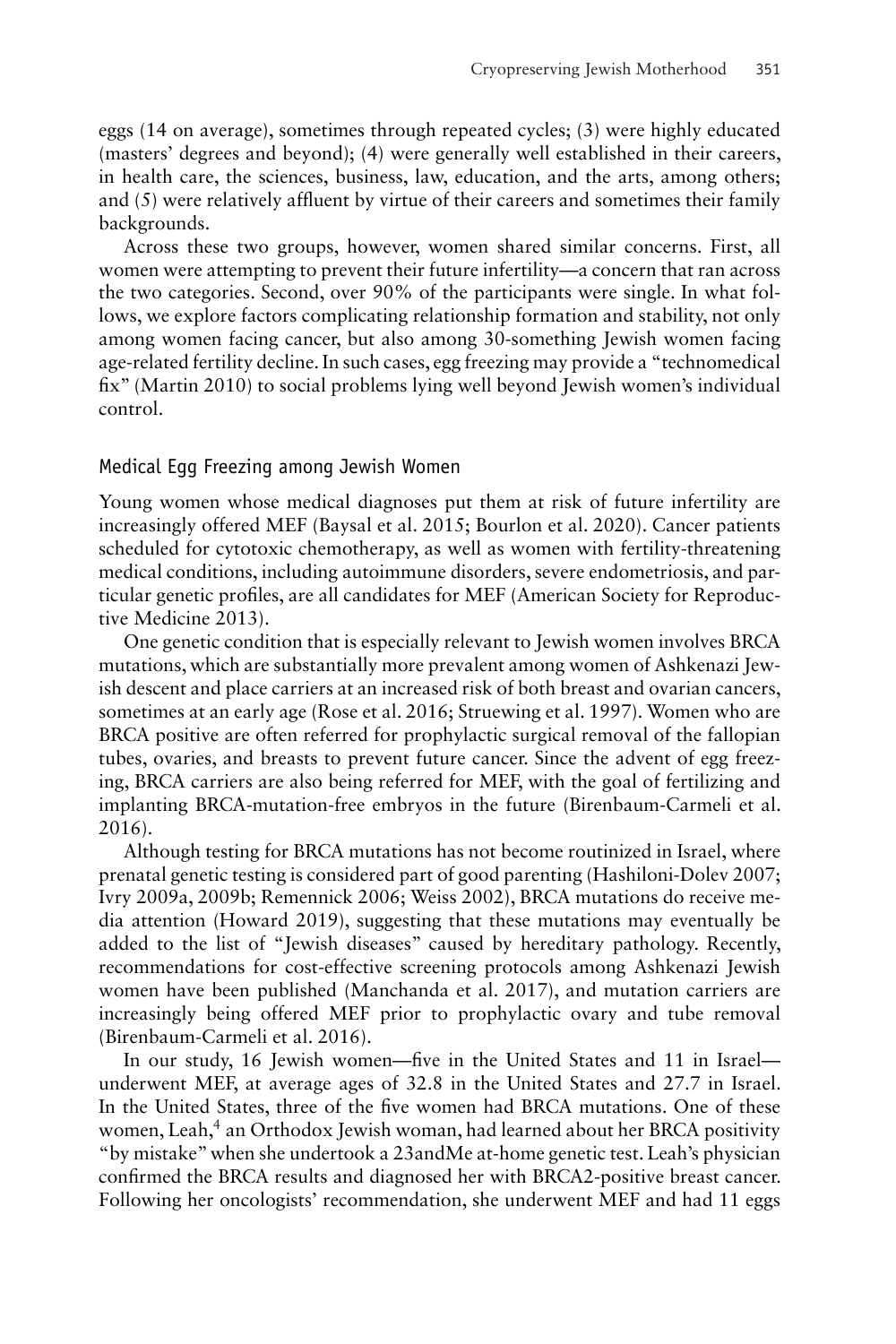eggs (14 on average), sometimes through repeated cycles; (3) were highly educated (masters' degrees and beyond); (4) were generally well established in their careers, in health care, the sciences, business, law, education, and the arts, among others; and (5) were relatively affluent by virtue of their careers and sometimes their family backgrounds.

Across these two groups, however, women shared similar concerns. First, all women were attempting to prevent their future infertility—a concern that ran across the two categories. Second, over 90% of the participants were single. In what follows, we explore factors complicating relationship formation and stability, not only among women facing cancer, but also among 30-something Jewish women facing age-related fertility decline. In such cases, egg freezing may provide a "technomedical fix" (Martin 2010) to social problems lying well beyond Jewish women's individual control.

## Medical Egg Freezing among Jewish Women

Young women whose medical diagnoses put them at risk of future infertility are increasingly offered MEF (Baysal et al. 2015; Bourlon et al. 2020). Cancer patients scheduled for cytotoxic chemotherapy, as well as women with fertility-threatening medical conditions, including autoimmune disorders, severe endometriosis, and particular genetic profiles, are all candidates for MEF (American Society for Reproductive Medicine 2013).

One genetic condition that is especially relevant to Jewish women involves BRCA mutations, which are substantially more prevalent among women of Ashkenazi Jewish descent and place carriers at an increased risk of both breast and ovarian cancers, sometimes at an early age (Rose et al. 2016; Struewing et al. 1997). Women who are BRCA positive are often referred for prophylactic surgical removal of the fallopian tubes, ovaries, and breasts to prevent future cancer. Since the advent of egg freezing, BRCA carriers are also being referred for MEF, with the goal of fertilizing and implanting BRCA-mutation-free embryos in the future (Birenbaum-Carmeli et al. 2016).

Although testing for BRCA mutations has not become routinized in Israel, where prenatal genetic testing is considered part of good parenting (Hashiloni-Dolev 2007; Ivry 2009a, 2009b; Remennick 2006; Weiss 2002), BRCA mutations do receive media attention (Howard 2019), suggesting that these mutations may eventually be added to the list of "Jewish diseases" caused by hereditary pathology. Recently, recommendations for cost-effective screening protocols among Ashkenazi Jewish women have been published (Manchanda et al. 2017), and mutation carriers are increasingly being offered MEF prior to prophylactic ovary and tube removal (Birenbaum-Carmeli et al. 2016).

In our study, 16 Jewish women—five in the United States and 11 in Israel—underwent MEF, at average ages of 32.8 in the United States and 27.7 in Israel. In the United States, three of the five women had BRCA mutations. One of these women, Leah,[4] an Orthodox Jewish woman, had learned about her BRCA positivity "by mistake" when she undertook a 23andMe at-home genetic test. Leah's physician confirmed the BRCA results and diagnosed her with BRCA2-positive breast cancer. Following her oncologists' recommendation, she underwent MEF and had 11 eggs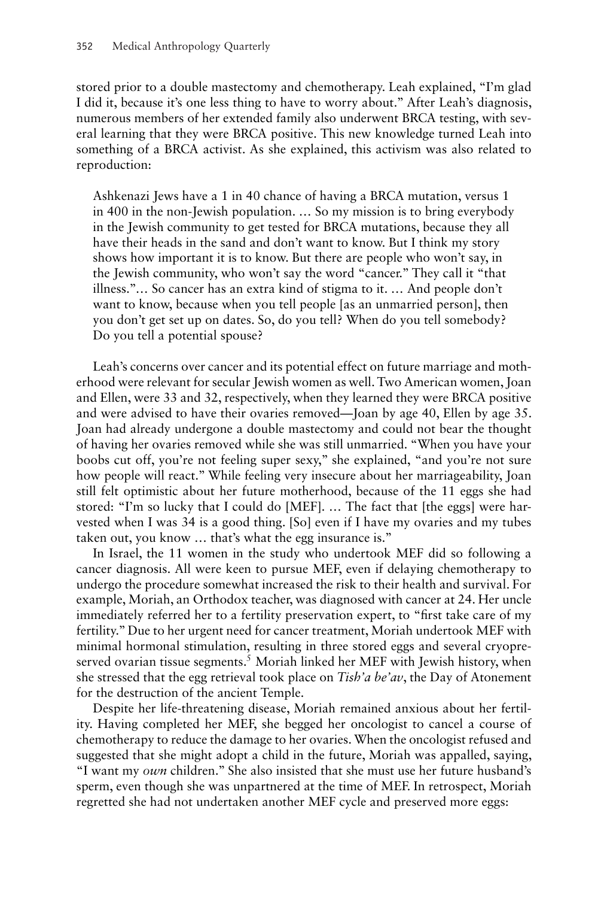stored prior to a double mastectomy and chemotherapy. Leah explained, "I'm glad I did it, because it's one less thing to have to worry about." After Leah's diagnosis, numerous members of her extended family also underwent BRCA testing, with several learning that they were BRCA positive. This new knowledge turned Leah into something of a BRCA activist. As she explained, this activism was also related to reproduction:

> Ashkenazi Jews have a 1 in 40 chance of having a BRCA mutation, versus 1 in 400 in the non-Jewish population. … So my mission is to bring everybody in the Jewish community to get tested for BRCA mutations, because they all have their heads in the sand and don't want to know. But I think my story shows how important it is to know. But there are people who won't say, in the Jewish community, who won't say the word "cancer." They call it "that illness."… So cancer has an extra kind of stigma to it. … And people don't want to know, because when you tell people [as an unmarried person], then you don't get set up on dates. So, do you tell? When do you tell somebody? Do you tell a potential spouse?

Leah's concerns over cancer and its potential effect on future marriage and motherhood were relevant for secular Jewish women as well. Two American women, Joan and Ellen, were 33 and 32, respectively, when they learned they were BRCA positive and were advised to have their ovaries removed—Joan by age 40, Ellen by age 35. Joan had already undergone a double mastectomy and could not bear the thought of having her ovaries removed while she was still unmarried. "When you have your boobs cut off, you're not feeling super sexy," she explained, "and you're not sure how people will react." While feeling very insecure about her marriageability, Joan still felt optimistic about her future motherhood, because of the 11 eggs she had stored: "I'm so lucky that I could do [MEF]. … The fact that [the eggs] were harvested when I was 34 is a good thing. [So] even if I have my ovaries and my tubes taken out, you know … that's what the egg insurance is."

In Israel, the 11 women in the study who undertook MEF did so following a cancer diagnosis. All were keen to pursue MEF, even if delaying chemotherapy to undergo the procedure somewhat increased the risk to their health and survival. For example, Moriah, an Orthodox teacher, was diagnosed with cancer at 24. Her uncle immediately referred her to a fertility preservation expert, to "first take care of my fertility." Due to her urgent need for cancer treatment, Moriah undertook MEF with minimal hormonal stimulation, resulting in three stored eggs and several cryopreserved ovarian tissue segments.[5] Moriah linked her MEF with Jewish history, when she stressed that the egg retrieval took place on *Tish'a be'av*, the Day of Atonement for the destruction of the ancient Temple.

Despite her life-threatening disease, Moriah remained anxious about her fertility. Having completed her MEF, she begged her oncologist to cancel a course of chemotherapy to reduce the damage to her ovaries. When the oncologist refused and suggested that she might adopt a child in the future, Moriah was appalled, saying, "I want my *own* children." She also insisted that she must use her future husband's sperm, even though she was unpartnered at the time of MEF. In retrospect, Moriah regretted she had not undertaken another MEF cycle and preserved more eggs: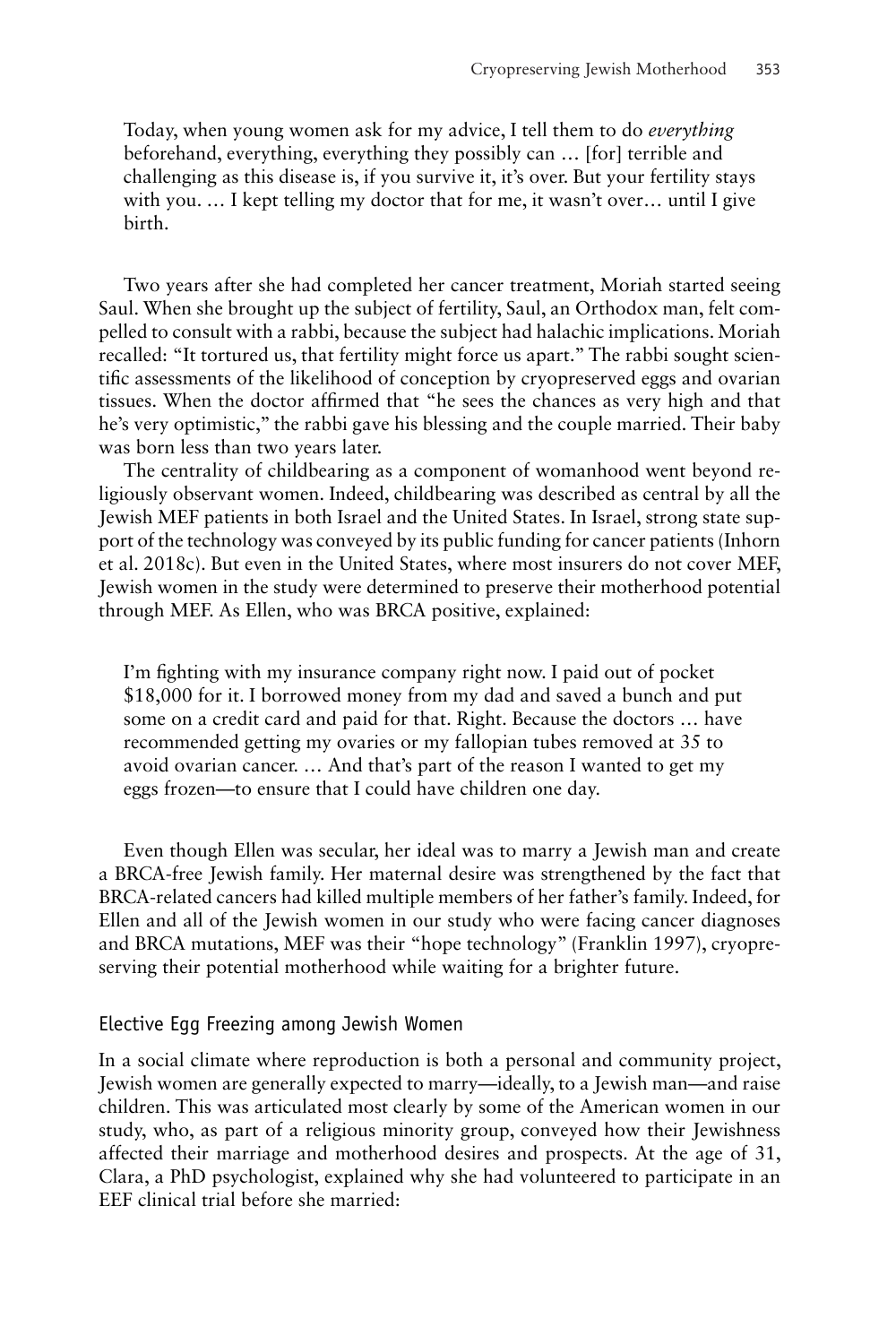> Today, when young women ask for my advice, I tell them to do *everything* beforehand, everything, everything they possibly can … [for] terrible and challenging as this disease is, if you survive it, it's over. But your fertility stays with you. … I kept telling my doctor that for me, it wasn't over… until I give birth.

Two years after she had completed her cancer treatment, Moriah started seeing Saul. When she brought up the subject of fertility, Saul, an Orthodox man, felt compelled to consult with a rabbi, because the subject had halachic implications. Moriah recalled: "It tortured us, that fertility might force us apart." The rabbi sought scientific assessments of the likelihood of conception by cryopreserved eggs and ovarian tissues. When the doctor affirmed that "he sees the chances as very high and that he's very optimistic," the rabbi gave his blessing and the couple married. Their baby was born less than two years later.

The centrality of childbearing as a component of womanhood went beyond religiously observant women. Indeed, childbearing was described as central by all the Jewish MEF patients in both Israel and the United States. In Israel, strong state support of the technology was conveyed by its public funding for cancer patients (Inhorn et al. 2018c). But even in the United States, where most insurers do not cover MEF, Jewish women in the study were determined to preserve their motherhood potential through MEF. As Ellen, who was BRCA positive, explained:

> I'm fighting with my insurance company right now. I paid out of pocket $18,000 for it. I borrowed money from my dad and saved a bunch and put some on a credit card and paid for that. Right. Because the doctors … have recommended getting my ovaries or my fallopian tubes removed at 35 to avoid ovarian cancer. … And that's part of the reason I wanted to get my eggs frozen—to ensure that I could have children one day.

Even though Ellen was secular, her ideal was to marry a Jewish man and create a BRCA-free Jewish family. Her maternal desire was strengthened by the fact that BRCA-related cancers had killed multiple members of her father's family. Indeed, for Ellen and all of the Jewish women in our study who were facing cancer diagnoses and BRCA mutations, MEF was their "hope technology" (Franklin 1997), cryopreserving their potential motherhood while waiting for a brighter future.

## Elective Egg Freezing among Jewish Women

In a social climate where reproduction is both a personal and community project, Jewish women are generally expected to marry—ideally, to a Jewish man—and raise children. This was articulated most clearly by some of the American women in our study, who, as part of a religious minority group, conveyed how their Jewishness affected their marriage and motherhood desires and prospects. At the age of 31, Clara, a PhD psychologist, explained why she had volunteered to participate in an EEF clinical trial before she married: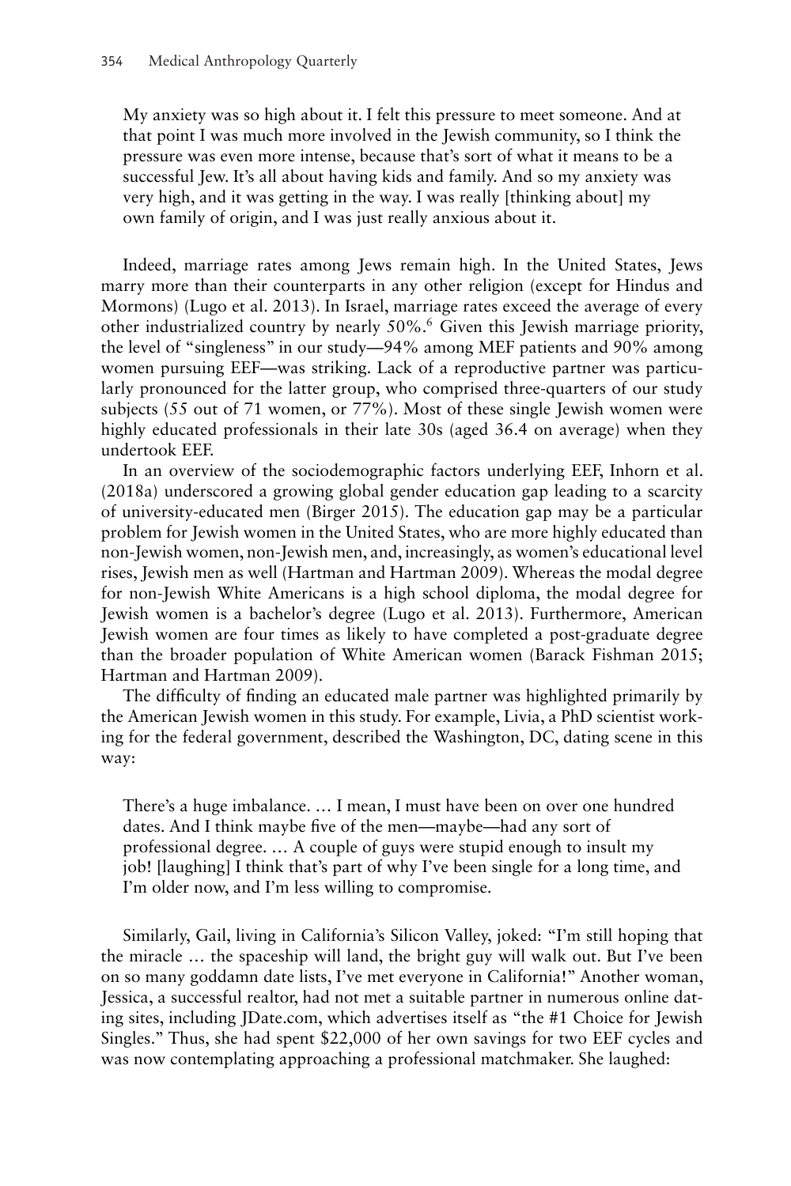> My anxiety was so high about it. I felt this pressure to meet someone. And at that point I was much more involved in the Jewish community, so I think the pressure was even more intense, because that's sort of what it means to be a successful Jew. It's all about having kids and family. And so my anxiety was very high, and it was getting in the way. I was really [thinking about] my own family of origin, and I was just really anxious about it.

Indeed, marriage rates among Jews remain high. In the United States, Jews marry more than their counterparts in any other religion (except for Hindus and Mormons) (Lugo et al. 2013). In Israel, marriage rates exceed the average of every other industrialized country by nearly 50%.[6] Given this Jewish marriage priority, the level of "singleness" in our study—94% among MEF patients and 90% among women pursuing EEF—was striking. Lack of a reproductive partner was particularly pronounced for the latter group, who comprised three-quarters of our study subjects (55 out of 71 women, or 77%). Most of these single Jewish women were highly educated professionals in their late 30s (aged 36.4 on average) when they undertook EEF.

In an overview of the sociodemographic factors underlying EEF, Inhorn et al. (2018a) underscored a growing global gender education gap leading to a scarcity of university-educated men (Birger 2015). The education gap may be a particular problem for Jewish women in the United States, who are more highly educated than non-Jewish women, non-Jewish men, and, increasingly, as women's educational level rises, Jewish men as well (Hartman and Hartman 2009). Whereas the modal degree for non-Jewish White Americans is a high school diploma, the modal degree for Jewish women is a bachelor's degree (Lugo et al. 2013). Furthermore, American Jewish women are four times as likely to have completed a post-graduate degree than the broader population of White American women (Barack Fishman 2015; Hartman and Hartman 2009).

The difficulty of finding an educated male partner was highlighted primarily by the American Jewish women in this study. For example, Livia, a PhD scientist working for the federal government, described the Washington, DC, dating scene in this way:

> There's a huge imbalance. … I mean, I must have been on over one hundred dates. And I think maybe five of the men—maybe—had any sort of professional degree. … A couple of guys were stupid enough to insult my job! [laughing] I think that's part of why I've been single for a long time, and I'm older now, and I'm less willing to compromise.

Similarly, Gail, living in California's Silicon Valley, joked: "I'm still hoping that the miracle … the spaceship will land, the bright guy will walk out. But I've been on so many goddamn date lists, I've met everyone in California!" Another woman, Jessica, a successful realtor, had not met a suitable partner in numerous online dating sites, including JDate.com, which advertises itself as "the #1 Choice for Jewish Singles." Thus, she had spent $22,000 of her own savings for two EEF cycles and was now contemplating approaching a professional matchmaker. She laughed: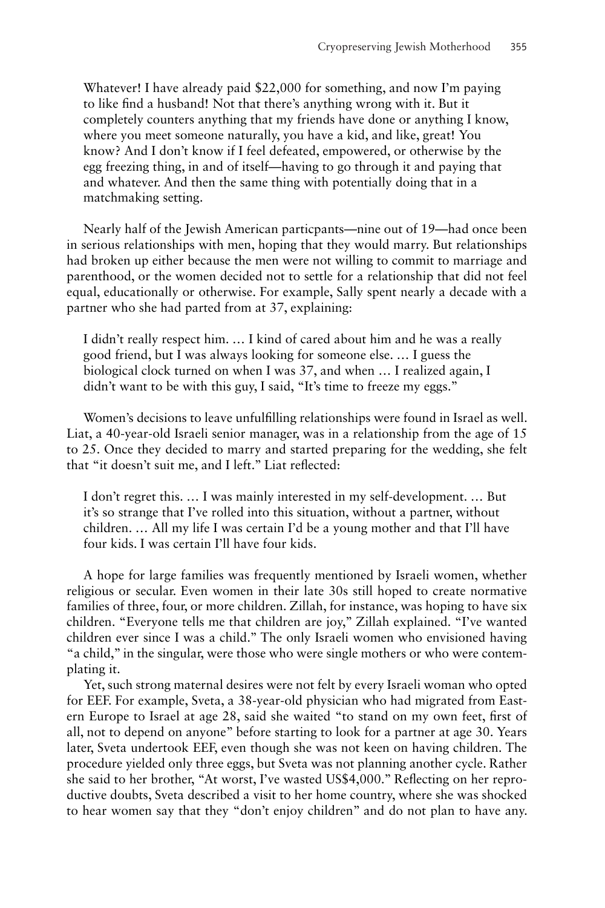> Whatever! I have already paid $22,000 for something, and now I'm paying to like find a husband! Not that there's anything wrong with it. But it completely counters anything that my friends have done or anything I know, where you meet someone naturally, you have a kid, and like, great! You know? And I don't know if I feel defeated, empowered, or otherwise by the egg freezing thing, in and of itself—having to go through it and paying that and whatever. And then the same thing with potentially doing that in a matchmaking setting.

Nearly half of the Jewish American particpants—nine out of 19—had once been in serious relationships with men, hoping that they would marry. But relationships had broken up either because the men were not willing to commit to marriage and parenthood, or the women decided not to settle for a relationship that did not feel equal, educationally or otherwise. For example, Sally spent nearly a decade with a partner who she had parted from at 37, explaining:

> I didn't really respect him. … I kind of cared about him and he was a really good friend, but I was always looking for someone else. … I guess the biological clock turned on when I was 37, and when … I realized again, I didn't want to be with this guy, I said, "It's time to freeze my eggs."

Women's decisions to leave unfulfilling relationships were found in Israel as well. Liat, a 40-year-old Israeli senior manager, was in a relationship from the age of 15 to 25. Once they decided to marry and started preparing for the wedding, she felt that "it doesn't suit me, and I left." Liat reflected:

> I don't regret this. … I was mainly interested in my self-development. … But it's so strange that I've rolled into this situation, without a partner, without children. … All my life I was certain I'd be a young mother and that I'll have four kids. I was certain I'll have four kids.

A hope for large families was frequently mentioned by Israeli women, whether religious or secular. Even women in their late 30s still hoped to create normative families of three, four, or more children. Zillah, for instance, was hoping to have six children. "Everyone tells me that children are joy," Zillah explained. "I've wanted children ever since I was a child." The only Israeli women who envisioned having "a child," in the singular, were those who were single mothers or who were contemplating it.

Yet, such strong maternal desires were not felt by every Israeli woman who opted for EEF. For example, Sveta, a 38-year-old physician who had migrated from Eastern Europe to Israel at age 28, said she waited "to stand on my own feet, first of all, not to depend on anyone" before starting to look for a partner at age 30. Years later, Sveta undertook EEF, even though she was not keen on having children. The procedure yielded only three eggs, but Sveta was not planning another cycle. Rather she said to her brother, "At worst, I've wasted US$4,000." Reflecting on her reproductive doubts, Sveta described a visit to her home country, where she was shocked to hear women say that they "don't enjoy children" and do not plan to have any.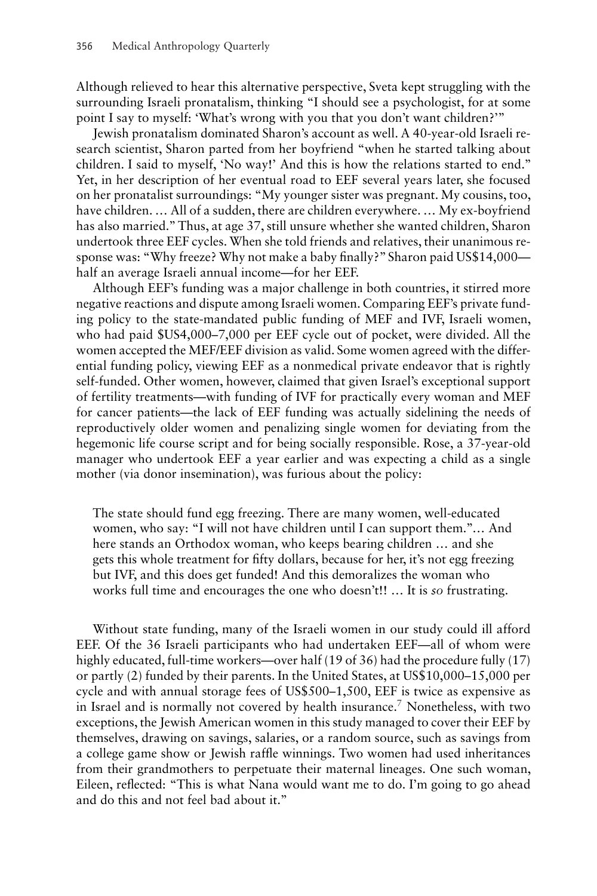Although relieved to hear this alternative perspective, Sveta kept struggling with the surrounding Israeli pronatalism, thinking "I should see a psychologist, for at some point I say to myself: 'What's wrong with you that you don't want children?'"

Jewish pronatalism dominated Sharon's account as well. A 40-year-old Israeli research scientist, Sharon parted from her boyfriend "when he started talking about children. I said to myself, 'No way!' And this is how the relations started to end." Yet, in her description of her eventual road to EEF several years later, she focused on her pronatalist surroundings: "My younger sister was pregnant. My cousins, too, have children. … All of a sudden, there are children everywhere. … My ex-boyfriend has also married." Thus, at age 37, still unsure whether she wanted children, Sharon undertook three EEF cycles. When she told friends and relatives, their unanimous response was: "Why freeze? Why not make a baby finally?" Sharon paid US$14,000—half an average Israeli annual income—for her EEF.

Although EEF's funding was a major challenge in both countries, it stirred more negative reactions and dispute among Israeli women. Comparing EEF's private funding policy to the state-mandated public funding of MEF and IVF, Israeli women, who had paid $US4,000–7,000 per EEF cycle out of pocket, were divided. All the women accepted the MEF/EEF division as valid. Some women agreed with the differential funding policy, viewing EEF as a nonmedical private endeavor that is rightly self-funded. Other women, however, claimed that given Israel's exceptional support of fertility treatments—with funding of IVF for practically every woman and MEF for cancer patients—the lack of EEF funding was actually sidelining the needs of reproductively older women and penalizing single women for deviating from the hegemonic life course script and for being socially responsible. Rose, a 37-year-old manager who undertook EEF a year earlier and was expecting a child as a single mother (via donor insemination), was furious about the policy:

> The state should fund egg freezing. There are many women, well-educated women, who say: "I will not have children until I can support them."… And here stands an Orthodox woman, who keeps bearing children … and she gets this whole treatment for fifty dollars, because for her, it's not egg freezing but IVF, and this does get funded! And this demoralizes the woman who works full time and encourages the one who doesn't!! … It is *so* frustrating.

Without state funding, many of the Israeli women in our study could ill afford EEF. Of the 36 Israeli participants who had undertaken EEF—all of whom were highly educated, full-time workers—over half (19 of 36) had the procedure fully (17) or partly (2) funded by their parents. In the United States, at US$10,000–15,000 per cycle and with annual storage fees of US$500–1,500, EEF is twice as expensive as in Israel and is normally not covered by health insurance.[7] Nonetheless, with two exceptions, the Jewish American women in this study managed to cover their EEF by themselves, drawing on savings, salaries, or a random source, such as savings from a college game show or Jewish raffle winnings. Two women had used inheritances from their grandmothers to perpetuate their maternal lineages. One such woman, Eileen, reflected: "This is what Nana would want me to do. I'm going to go ahead and do this and not feel bad about it."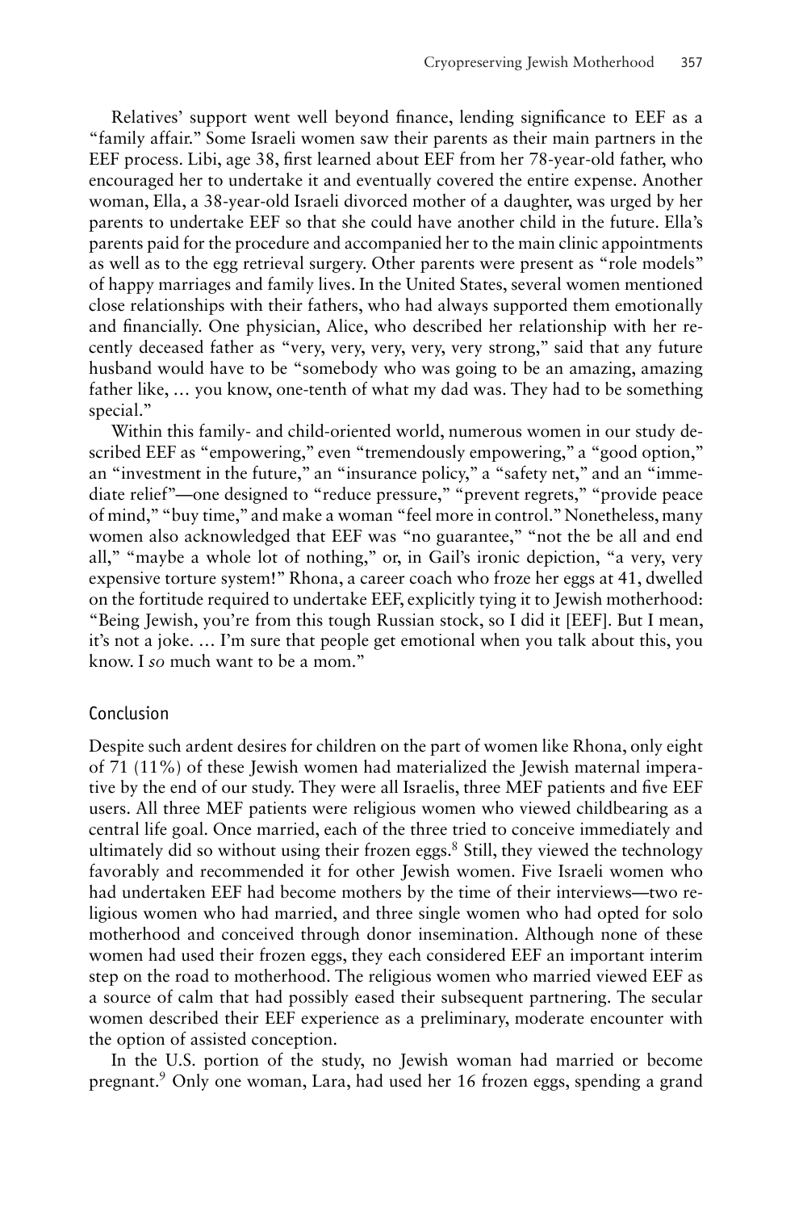Relatives' support went well beyond finance, lending significance to EEF as a "family affair." Some Israeli women saw their parents as their main partners in the EEF process. Libi, age 38, first learned about EEF from her 78-year-old father, who encouraged her to undertake it and eventually covered the entire expense. Another woman, Ella, a 38-year-old Israeli divorced mother of a daughter, was urged by her parents to undertake EEF so that she could have another child in the future. Ella's parents paid for the procedure and accompanied her to the main clinic appointments as well as to the egg retrieval surgery. Other parents were present as "role models" of happy marriages and family lives. In the United States, several women mentioned close relationships with their fathers, who had always supported them emotionally and financially. One physician, Alice, who described her relationship with her recently deceased father as "very, very, very, very, very strong," said that any future husband would have to be "somebody who was going to be an amazing, amazing father like, … you know, one-tenth of what my dad was. They had to be something special."

Within this family- and child-oriented world, numerous women in our study described EEF as "empowering," even "tremendously empowering," a "good option," an "investment in the future," an "insurance policy," a "safety net," and an "immediate relief"—one designed to "reduce pressure," "prevent regrets," "provide peace of mind," "buy time," and make a woman "feel more in control." Nonetheless, many women also acknowledged that EEF was "no guarantee," "not the be all and end all," "maybe a whole lot of nothing," or, in Gail's ironic depiction, "a very, very expensive torture system!" Rhona, a career coach who froze her eggs at 41, dwelled on the fortitude required to undertake EEF, explicitly tying it to Jewish motherhood: "Being Jewish, you're from this tough Russian stock, so I did it [EEF]. But I mean, it's not a joke. … I'm sure that people get emotional when you talk about this, you know. I *so* much want to be a mom."

## Conclusion

Despite such ardent desires for children on the part of women like Rhona, only eight of 71 (11%) of these Jewish women had materialized the Jewish maternal imperative by the end of our study. They were all Israelis, three MEF patients and five EEF users. All three MEF patients were religious women who viewed childbearing as a central life goal. Once married, each of the three tried to conceive immediately and ultimately did so without using their frozen eggs.[8] Still, they viewed the technology favorably and recommended it for other Jewish women. Five Israeli women who had undertaken EEF had become mothers by the time of their interviews—two religious women who had married, and three single women who had opted for solo motherhood and conceived through donor insemination. Although none of these women had used their frozen eggs, they each considered EEF an important interim step on the road to motherhood. The religious women who married viewed EEF as a source of calm that had possibly eased their subsequent partnering. The secular women described their EEF experience as a preliminary, moderate encounter with the option of assisted conception.

In the U.S. portion of the study, no Jewish woman had married or become pregnant.[9] Only one woman, Lara, had used her 16 frozen eggs, spending a grand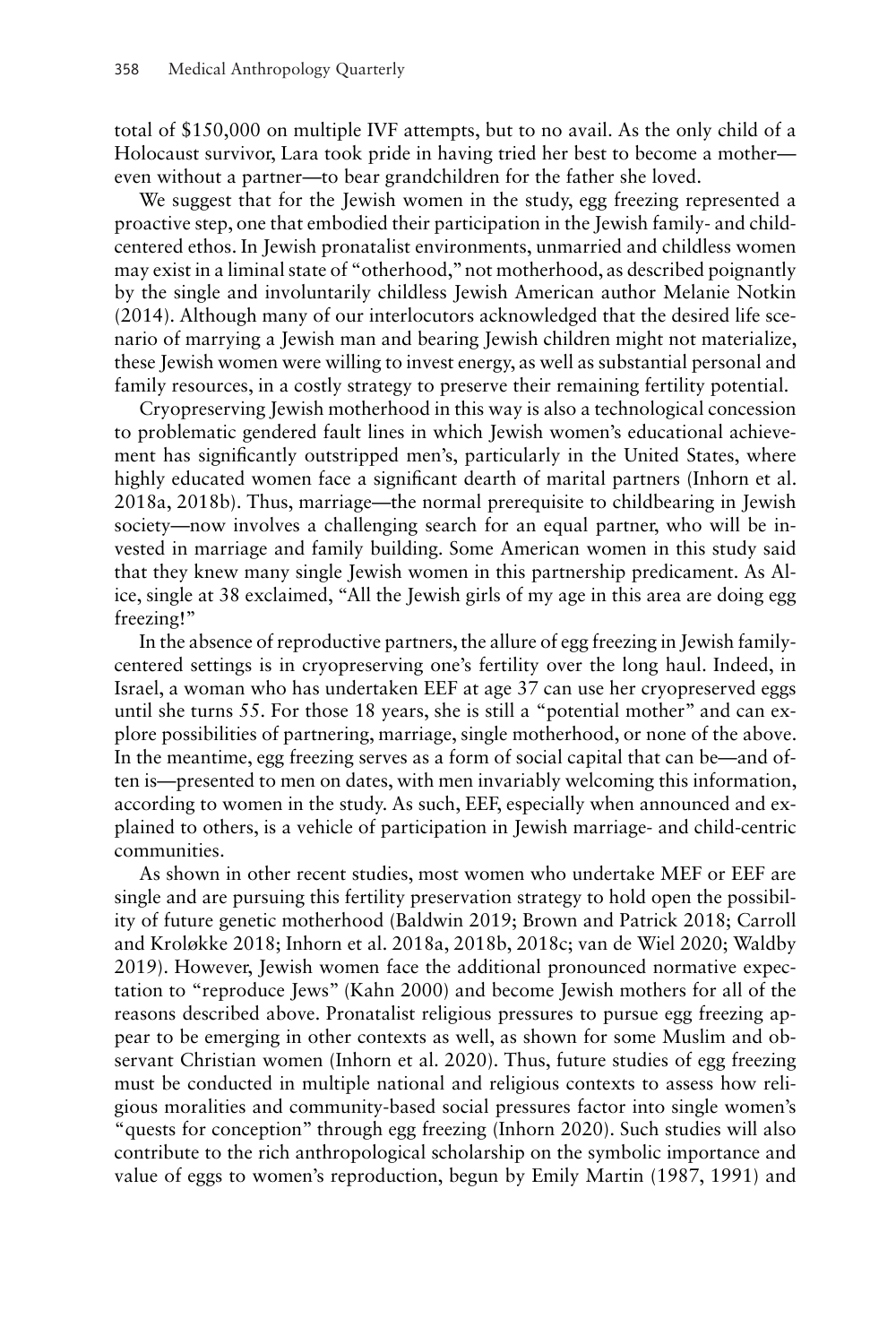total of $150,000 on multiple IVF attempts, but to no avail. As the only child of a Holocaust survivor, Lara took pride in having tried her best to become a mother—even without a partner—to bear grandchildren for the father she loved.

We suggest that for the Jewish women in the study, egg freezing represented a proactive step, one that embodied their participation in the Jewish family- and child-centered ethos. In Jewish pronatalist environments, unmarried and childless women may exist in a liminal state of "otherhood," not motherhood, as described poignantly by the single and involuntarily childless Jewish American author Melanie Notkin (2014). Although many of our interlocutors acknowledged that the desired life scenario of marrying a Jewish man and bearing Jewish children might not materialize, these Jewish women were willing to invest energy, as well as substantial personal and family resources, in a costly strategy to preserve their remaining fertility potential.

Cryopreserving Jewish motherhood in this way is also a technological concession to problematic gendered fault lines in which Jewish women's educational achievement has significantly outstripped men's, particularly in the United States, where highly educated women face a significant dearth of marital partners (Inhorn et al. 2018a, 2018b). Thus, marriage—the normal prerequisite to childbearing in Jewish society—now involves a challenging search for an equal partner, who will be invested in marriage and family building. Some American women in this study said that they knew many single Jewish women in this partnership predicament. As Alice, single at 38 exclaimed, "All the Jewish girls of my age in this area are doing egg freezing!"

In the absence of reproductive partners, the allure of egg freezing in Jewish family-centered settings is in cryopreserving one's fertility over the long haul. Indeed, in Israel, a woman who has undertaken EEF at age 37 can use her cryopreserved eggs until she turns 55. For those 18 years, she is still a "potential mother" and can explore possibilities of partnering, marriage, single motherhood, or none of the above. In the meantime, egg freezing serves as a form of social capital that can be—and often is—presented to men on dates, with men invariably welcoming this information, according to women in the study. As such, EEF, especially when announced and explained to others, is a vehicle of participation in Jewish marriage- and child-centric communities.

As shown in other recent studies, most women who undertake MEF or EEF are single and are pursuing this fertility preservation strategy to hold open the possibility of future genetic motherhood (Baldwin 2019; Brown and Patrick 2018; Carroll and Kroløkke 2018; Inhorn et al. 2018a, 2018b, 2018c; van de Wiel 2020; Waldby 2019). However, Jewish women face the additional pronounced normative expectation to "reproduce Jews" (Kahn 2000) and become Jewish mothers for all of the reasons described above. Pronatalist religious pressures to pursue egg freezing appear to be emerging in other contexts as well, as shown for some Muslim and observant Christian women (Inhorn et al. 2020). Thus, future studies of egg freezing must be conducted in multiple national and religious contexts to assess how religious moralities and community-based social pressures factor into single women's "quests for conception" through egg freezing (Inhorn 2020). Such studies will also contribute to the rich anthropological scholarship on the symbolic importance and value of eggs to women's reproduction, begun by Emily Martin (1987, 1991) and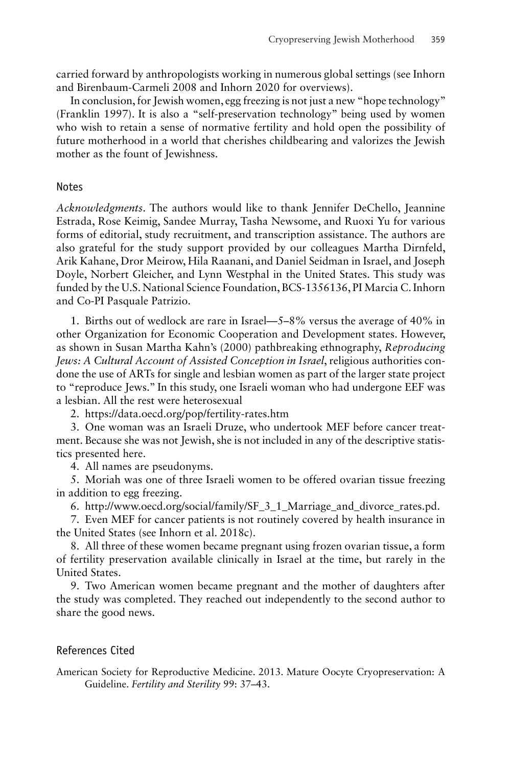carried forward by anthropologists working in numerous global settings (see Inhorn and Birenbaum-Carmeli 2008 and Inhorn 2020 for overviews).

In conclusion, for Jewish women, egg freezing is not just a new "hope technology" (Franklin 1997). It is also a "self-preservation technology" being used by women who wish to retain a sense of normative fertility and hold open the possibility of future motherhood in a world that cherishes childbearing and valorizes the Jewish mother as the fount of Jewishness.

## Notes

*Acknowledgments*. The authors would like to thank Jennifer DeChello, Jeannine Estrada, Rose Keimig, Sandee Murray, Tasha Newsome, and Ruoxi Yu for various forms of editorial, study recruitment, and transcription assistance. The authors are also grateful for the study support provided by our colleagues Martha Dirnfeld, Arik Kahane, Dror Meirow, Hila Raanani, and Daniel Seidman in Israel, and Joseph Doyle, Norbert Gleicher, and Lynn Westphal in the United States. This study was funded by the U.S. National Science Foundation, BCS-1356136, PI Marcia C. Inhorn and Co-PI Pasquale Patrizio.

1. Births out of wedlock are rare in Israel—5–8% versus the average of 40% in other Organization for Economic Cooperation and Development states. However, as shown in Susan Martha Kahn's (2000) pathbreaking ethnography, *Reproducing Jews: A Cultural Account of Assisted Conception in Israel*, religious authorities condone the use of ARTs for single and lesbian women as part of the larger state project to "reproduce Jews." In this study, one Israeli woman who had undergone EEF was a lesbian. All the rest were heterosexual

2. https://data.oecd.org/pop/fertility-rates.htm

3. One woman was an Israeli Druze, who undertook MEF before cancer treatment. Because she was not Jewish, she is not included in any of the descriptive statistics presented here.

4. All names are pseudonyms.

5. Moriah was one of three Israeli women to be offered ovarian tissue freezing in addition to egg freezing.

6. http://www.oecd.org/social/family/SF_3_1_Marriage_and_divorce_rates.pd.

7. Even MEF for cancer patients is not routinely covered by health insurance in the United States (see Inhorn et al. 2018c).

8. All three of these women became pregnant using frozen ovarian tissue, a form of fertility preservation available clinically in Israel at the time, but rarely in the United States.

9. Two American women became pregnant and the mother of daughters after the study was completed. They reached out independently to the second author to share the good news.

## References Cited

American Society for Reproductive Medicine. 2013. Mature Oocyte Cryopreservation: A Guideline. *Fertility and Sterility* 99: 37–43.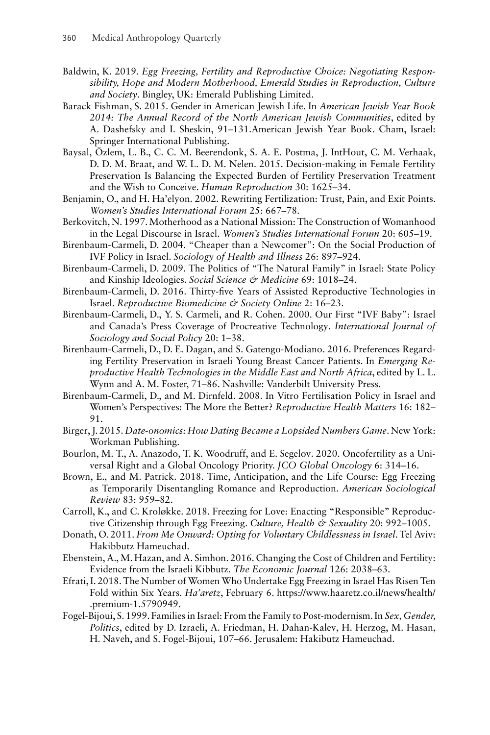Baldwin, K. 2019. *Egg Freezing, Fertility and Reproductive Choice: Negotiating Responsibility, Hope and Modern Motherhood, Emerald Studies in Reproduction, Culture and Society*. Bingley, UK: Emerald Publishing Limited.

Barack Fishman, S. 2015. Gender in American Jewish Life. In *American Jewish Year Book 2014: The Annual Record of the North American Jewish Communities*, edited by A. Dashefsky and I. Sheskin, 91–131.American Jewish Year Book. Cham, Israel: Springer International Publishing.

Baysal, Özlem, L. B., C. C. M. Beerendonk, S. A. E. Postma, J. IntHout, C. M. Verhaak, D. D. M. Braat, and W. L. D. M. Nelen. 2015. Decision-making in Female Fertility Preservation Is Balancing the Expected Burden of Fertility Preservation Treatment and the Wish to Conceive. *Human Reproduction* 30: 1625–34.

Benjamin, O., and H. Ha'elyon. 2002. Rewriting Fertilization: Trust, Pain, and Exit Points. *Women's Studies International Forum* 25: 667–78.

Berkovitch, N. 1997. Motherhood as a National Mission: The Construction of Womanhood in the Legal Discourse in Israel. *Women's Studies International Forum* 20: 605–19.

Birenbaum-Carmeli, D. 2004. "Cheaper than a Newcomer": On the Social Production of IVF Policy in Israel. *Sociology of Health and Illness* 26: 897–924.

Birenbaum-Carmeli, D. 2009. The Politics of "The Natural Family" in Israel: State Policy and Kinship Ideologies. *Social Science & Medicine* 69: 1018–24.

Birenbaum-Carmeli, D. 2016. Thirty-five Years of Assisted Reproductive Technologies in Israel. *Reproductive Biomedicine & Society Online* 2: 16–23.

Birenbaum-Carmeli, D., Y. S. Carmeli, and R. Cohen. 2000. Our First "IVF Baby": Israel and Canada's Press Coverage of Procreative Technology. *International Journal of Sociology and Social Policy* 20: 1–38.

Birenbaum-Carmeli, D., D. E. Dagan, and S. Gatengo-Modiano. 2016. Preferences Regarding Fertility Preservation in Israeli Young Breast Cancer Patients. In *Emerging Reproductive Health Technologies in the Middle East and North Africa*, edited by L. L. Wynn and A. M. Foster, 71–86. Nashville: Vanderbilt University Press.

Birenbaum-Carmeli, D., and M. Dirnfeld. 2008. In Vitro Fertilisation Policy in Israel and Women's Perspectives: The More the Better? *Reproductive Health Matters* 16: 182–91.

Birger, J. 2015. *Date-onomics: How Dating Became a Lopsided Numbers Game*. New York: Workman Publishing.

Bourlon, M. T., A. Anazodo, T. K. Woodruff, and E. Segelov. 2020. Oncofertility as a Universal Right and a Global Oncology Priority. *JCO Global Oncology* 6: 314–16.

Brown, E., and M. Patrick. 2018. Time, Anticipation, and the Life Course: Egg Freezing as Temporarily Disentangling Romance and Reproduction. *American Sociological Review* 83: 959–82.

Carroll, K., and C. Kroløkke. 2018. Freezing for Love: Enacting "Responsible" Reproductive Citizenship through Egg Freezing. *Culture, Health & Sexuality* 20: 992–1005.

Donath, O. 2011. *From Me Onward: Opting for Voluntary Childlessness in Israel*. Tel Aviv: Hakibbutz Hameuchad.

Ebenstein, A., M. Hazan, and A. Simhon. 2016. Changing the Cost of Children and Fertility: Evidence from the Israeli Kibbutz. *The Economic Journal* 126: 2038–63.

Efrati, I. 2018. The Number of Women Who Undertake Egg Freezing in Israel Has Risen Ten Fold within Six Years. *Ha'aretz*, February 6. https://www.haaretz.co.il/news/health/.premium-1.5790949.

Fogel-Bijoui, S. 1999. Families in Israel: From the Family to Post-modernism. In *Sex, Gender, Politics*, edited by D. Izraeli, A. Friedman, H. Dahan-Kalev, H. Herzog, M. Hasan, H. Naveh, and S. Fogel-Bijoui, 107–66. Jerusalem: Hakibutz Hameuchad.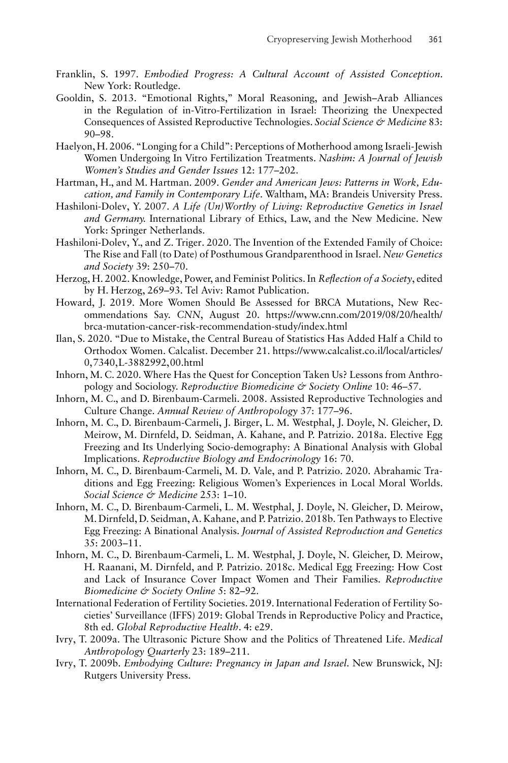Franklin, S. 1997. *Embodied Progress: A Cultural Account of Assisted Conception*. New York: Routledge.

Gooldin, S. 2013. "Emotional Rights," Moral Reasoning, and Jewish–Arab Alliances in the Regulation of in-Vitro-Fertilization in Israel: Theorizing the Unexpected Consequences of Assisted Reproductive Technologies. *Social Science & Medicine* 83: 90–98.

Haelyon, H. 2006. "Longing for a Child": Perceptions of Motherhood among Israeli-Jewish Women Undergoing In Vitro Fertilization Treatments. *Nashim: A Journal of Jewish Women's Studies and Gender Issues* 12: 177–202.

Hartman, H., and M. Hartman. 2009. *Gender and American Jews: Patterns in Work, Education, and Family in Contemporary Life*. Waltham, MA: Brandeis University Press.

Hashiloni-Dolev, Y. 2007. *A Life (Un)Worthy of Living: Reproductive Genetics in Israel and Germany.* International Library of Ethics, Law, and the New Medicine. New York: Springer Netherlands.

Hashiloni-Dolev, Y., and Z. Triger. 2020. The Invention of the Extended Family of Choice: The Rise and Fall (to Date) of Posthumous Grandparenthood in Israel. *New Genetics and Society* 39: 250–70.

Herzog, H. 2002. Knowledge, Power, and Feminist Politics. In *Reflection of a Society*, edited by H. Herzog, 269–93. Tel Aviv: Ramot Publication.

Howard, J. 2019. More Women Should Be Assessed for BRCA Mutations, New Recommendations Say. *CNN*, August 20. https://www.cnn.com/2019/08/20/health/brca-mutation-cancer-risk-recommendation-study/index.html

Ilan, S. 2020. "Due to Mistake, the Central Bureau of Statistics Has Added Half a Child to Orthodox Women. Calcalist. December 21. https://www.calcalist.co.il/local/articles/0,7340,L-3882992,00.html

Inhorn, M. C. 2020. Where Has the Quest for Conception Taken Us? Lessons from Anthropology and Sociology. *Reproductive Biomedicine & Society Online* 10: 46–57.

Inhorn, M. C., and D. Birenbaum-Carmeli. 2008. Assisted Reproductive Technologies and Culture Change. *Annual Review of Anthropology* 37: 177–96.

Inhorn, M. C., D. Birenbaum-Carmeli, J. Birger, L. M. Westphal, J. Doyle, N. Gleicher, D. Meirow, M. Dirnfeld, D. Seidman, A. Kahane, and P. Patrizio. 2018a. Elective Egg Freezing and Its Underlying Socio-demography: A Binational Analysis with Global Implications. *Reproductive Biology and Endocrinology* 16: 70.

Inhorn, M. C., D. Birenbaum-Carmeli, M. D. Vale, and P. Patrizio. 2020. Abrahamic Traditions and Egg Freezing: Religious Women's Experiences in Local Moral Worlds. *Social Science & Medicine* 253: 1–10.

Inhorn, M. C., D. Birenbaum-Carmeli, L. M. Westphal, J. Doyle, N. Gleicher, D. Meirow, M. Dirnfeld, D. Seidman, A. Kahane, and P. Patrizio. 2018b. Ten Pathways to Elective Egg Freezing: A Binational Analysis. *Journal of Assisted Reproduction and Genetics* 35: 2003–11.

Inhorn, M. C., D. Birenbaum-Carmeli, L. M. Westphal, J. Doyle, N. Gleicher, D. Meirow, H. Raanani, M. Dirnfeld, and P. Patrizio. 2018c. Medical Egg Freezing: How Cost and Lack of Insurance Cover Impact Women and Their Families. *Reproductive Biomedicine & Society Online* 5: 82–92.

International Federation of Fertility Societies. 2019. International Federation of Fertility Societies' Surveillance (IFFS) 2019: Global Trends in Reproductive Policy and Practice, 8th ed. *Global Reproductive Health*. 4: e29.

Ivry, T. 2009a. The Ultrasonic Picture Show and the Politics of Threatened Life. *Medical Anthropology Quarterly* 23: 189–211.

Ivry, T. 2009b. *Embodying Culture: Pregnancy in Japan and Israel*. New Brunswick, NJ: Rutgers University Press.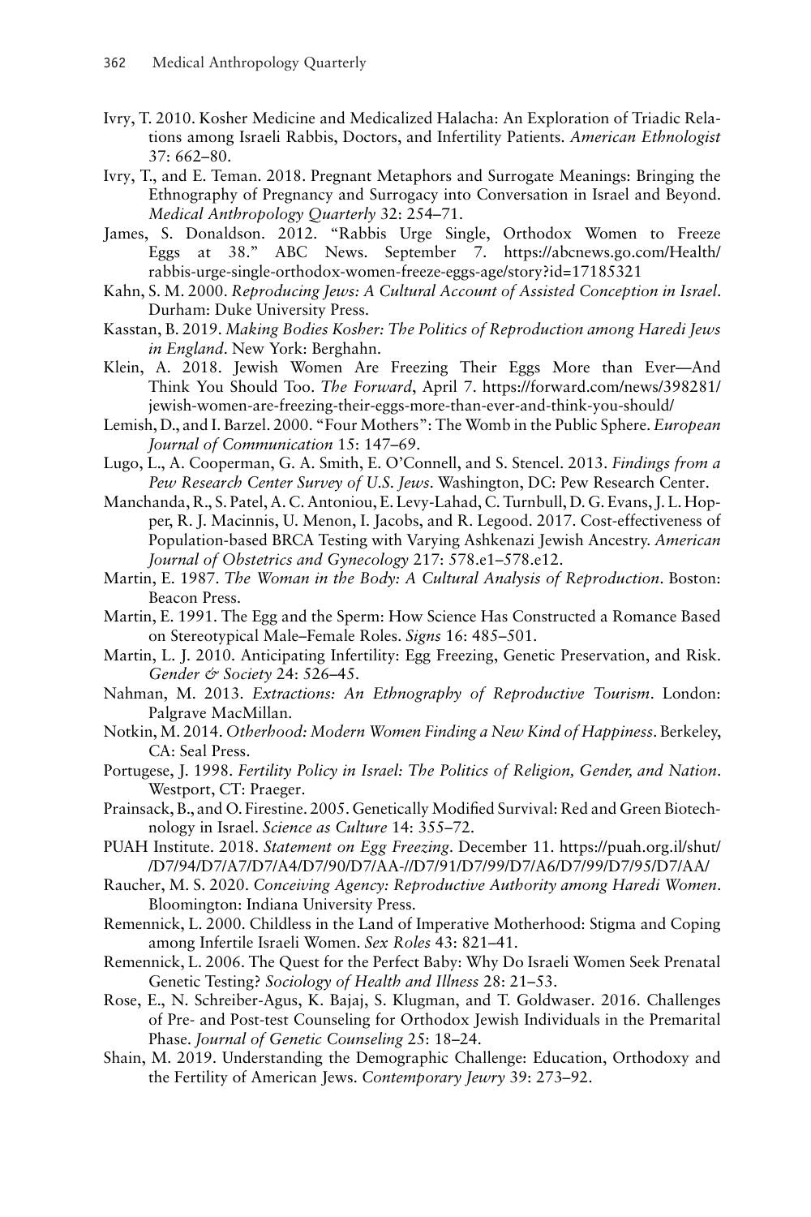Ivry, T. 2010. Kosher Medicine and Medicalized Halacha: An Exploration of Triadic Relations among Israeli Rabbis, Doctors, and Infertility Patients. *American Ethnologist* 37: 662–80.

Ivry, T., and E. Teman. 2018. Pregnant Metaphors and Surrogate Meanings: Bringing the Ethnography of Pregnancy and Surrogacy into Conversation in Israel and Beyond. *Medical Anthropology Quarterly* 32: 254–71.

James, S. Donaldson. 2012. "Rabbis Urge Single, Orthodox Women to Freeze Eggs at 38." ABC News. September 7. https://abcnews.go.com/Health/rabbis-urge-single-orthodox-women-freeze-eggs-age/story?id=17185321

Kahn, S. M. 2000. *Reproducing Jews: A Cultural Account of Assisted Conception in Israel*. Durham: Duke University Press.

Kasstan, B. 2019. *Making Bodies Kosher: The Politics of Reproduction among Haredi Jews in England*. New York: Berghahn.

Klein, A. 2018. Jewish Women Are Freezing Their Eggs More than Ever—And Think You Should Too. *The Forward*, April 7. https://forward.com/news/398281/jewish-women-are-freezing-their-eggs-more-than-ever-and-think-you-should/

Lemish, D., and I. Barzel. 2000. "Four Mothers": The Womb in the Public Sphere. *European Journal of Communication* 15: 147–69.

Lugo, L., A. Cooperman, G. A. Smith, E. O'Connell, and S. Stencel. 2013. *Findings from a Pew Research Center Survey of U.S. Jews*. Washington, DC: Pew Research Center.

Manchanda, R., S. Patel, A. C. Antoniou, E. Levy-Lahad, C. Turnbull, D. G. Evans, J. L. Hopper, R. J. Macinnis, U. Menon, I. Jacobs, and R. Legood. 2017. Cost-effectiveness of Population-based BRCA Testing with Varying Ashkenazi Jewish Ancestry. *American Journal of Obstetrics and Gynecology* 217: 578.e1–578.e12.

Martin, E. 1987. *The Woman in the Body: A Cultural Analysis of Reproduction*. Boston: Beacon Press.

Martin, E. 1991. The Egg and the Sperm: How Science Has Constructed a Romance Based on Stereotypical Male–Female Roles. *Signs* 16: 485–501.

Martin, L. J. 2010. Anticipating Infertility: Egg Freezing, Genetic Preservation, and Risk. *Gender & Society* 24: 526–45.

Nahman, M. 2013. *Extractions: An Ethnography of Reproductive Tourism*. London: Palgrave MacMillan.

Notkin, M. 2014. *Otherhood: Modern Women Finding a New Kind of Happiness*. Berkeley, CA: Seal Press.

Portugese, J. 1998. *Fertility Policy in Israel: The Politics of Religion, Gender, and Nation*. Westport, CT: Praeger.

Prainsack, B., and O. Firestine. 2005. Genetically Modified Survival: Red and Green Biotechnology in Israel. *Science as Culture* 14: 355–72.

PUAH Institute. 2018. *Statement on Egg Freezing*. December 11. https://puah.org.il/shut/ /D7/94/D7/A7/D7/A4/D7/90/D7/AA-//D7/91/D7/99/D7/A6/D7/99/D7/95/D7/AA/

Raucher, M. S. 2020. *Conceiving Agency: Reproductive Authority among Haredi Women*. Bloomington: Indiana University Press.

Remennick, L. 2000. Childless in the Land of Imperative Motherhood: Stigma and Coping among Infertile Israeli Women. *Sex Roles* 43: 821–41.

Remennick, L. 2006. The Quest for the Perfect Baby: Why Do Israeli Women Seek Prenatal Genetic Testing? *Sociology of Health and Illness* 28: 21–53.

Rose, E., N. Schreiber-Agus, K. Bajaj, S. Klugman, and T. Goldwaser. 2016. Challenges of Pre- and Post-test Counseling for Orthodox Jewish Individuals in the Premarital Phase. *Journal of Genetic Counseling* 25: 18–24.

Shain, M. 2019. Understanding the Demographic Challenge: Education, Orthodoxy and the Fertility of American Jews. *Contemporary Jewry* 39: 273–92.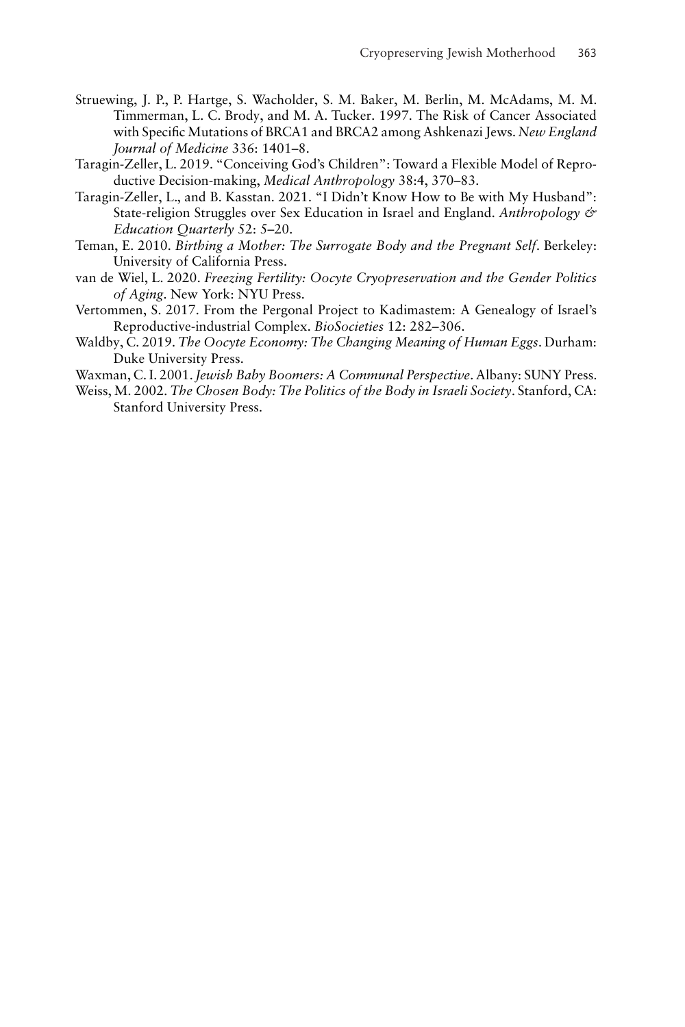Struewing, J. P., P. Hartge, S. Wacholder, S. M. Baker, M. Berlin, M. McAdams, M. M. Timmerman, L. C. Brody, and M. A. Tucker. 1997. The Risk of Cancer Associated with Specific Mutations of BRCA1 and BRCA2 among Ashkenazi Jews. *New England Journal of Medicine* 336: 1401–8.

Taragin-Zeller, L. 2019. "Conceiving God's Children": Toward a Flexible Model of Reproductive Decision-making, *Medical Anthropology* 38:4, 370–83.

Taragin-Zeller, L., and B. Kasstan. 2021. "I Didn't Know How to Be with My Husband": State-religion Struggles over Sex Education in Israel and England. *Anthropology & Education Quarterly* 52: 5–20.

Teman, E. 2010. *Birthing a Mother: The Surrogate Body and the Pregnant Self*. Berkeley: University of California Press.

van de Wiel, L. 2020. *Freezing Fertility: Oocyte Cryopreservation and the Gender Politics of Aging*. New York: NYU Press.

Vertommen, S. 2017. From the Pergonal Project to Kadimastem: A Genealogy of Israel's Reproductive-industrial Complex. *BioSocieties* 12: 282–306.

Waldby, C. 2019. *The Oocyte Economy: The Changing Meaning of Human Eggs*. Durham: Duke University Press.

Waxman, C. I. 2001. *Jewish Baby Boomers: A Communal Perspective*. Albany: SUNY Press.

Weiss, M. 2002. *The Chosen Body: The Politics of the Body in Israeli Society*. Stanford, CA: Stanford University Press.